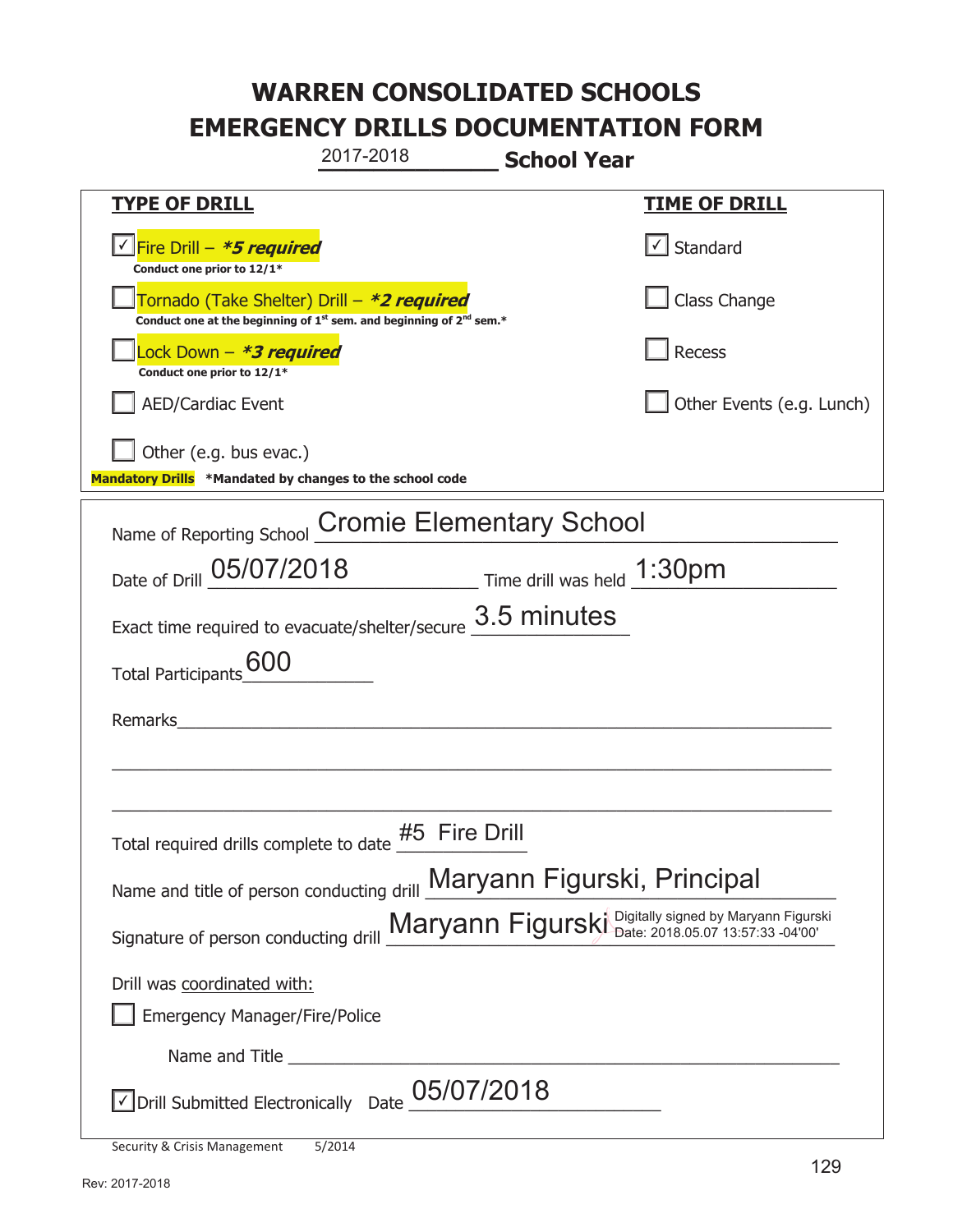# WARREN CONSOLIDATED SCHOOLS
# EMERGENCY DRILLS DOCUMENTATION FORM

2017-2018 **School Year**

| TYPE OF DRILL | TIME OF DRILL |
|---|---|
| ☑ Fire Drill – ***5 required**<br>**Conduct one prior to 12/1*** | ☑ Standard |
| ☐ Tornado (Take Shelter) Drill – ***2 required**<br>**Conduct one at the beginning of 1st sem. and beginning of 2nd sem.*** | ☐ Class Change |
| ☐ Lock Down – ***3 required**<br>**Conduct one prior to 12/1*** | ☐ Recess |
| ☐ AED/Cardiac Event | ☐ Other Events (e.g. Lunch) |
| ☐ Other (e.g. bus evac.) | |

**Mandatory Drills** ***Mandated by changes to the school code**

Name of Reporting School: Cromie Elementary School

Date of Drill: 05/07/2018 Time drill was held: 1:30pm

Exact time required to evacuate/shelter/secure: 3.5 minutes

Total Participants: 600

Remarks: ______________________________

Total required drills complete to date: #5 Fire Drill

Name and title of person conducting drill: Maryann Figurski, Principal

Signature of person conducting drill: Maryann Figurski (Digitally signed by Maryann Figurski Date: 2018.05.07 13:57:33 -04'00')

Drill was coordinated with:

☐ Emergency Manager/Fire/Police

Name and Title ______________________________

☑ Drill Submitted Electronically Date: 05/07/2018

Security & Crisis Management 5/2014

Rev: 2017-2018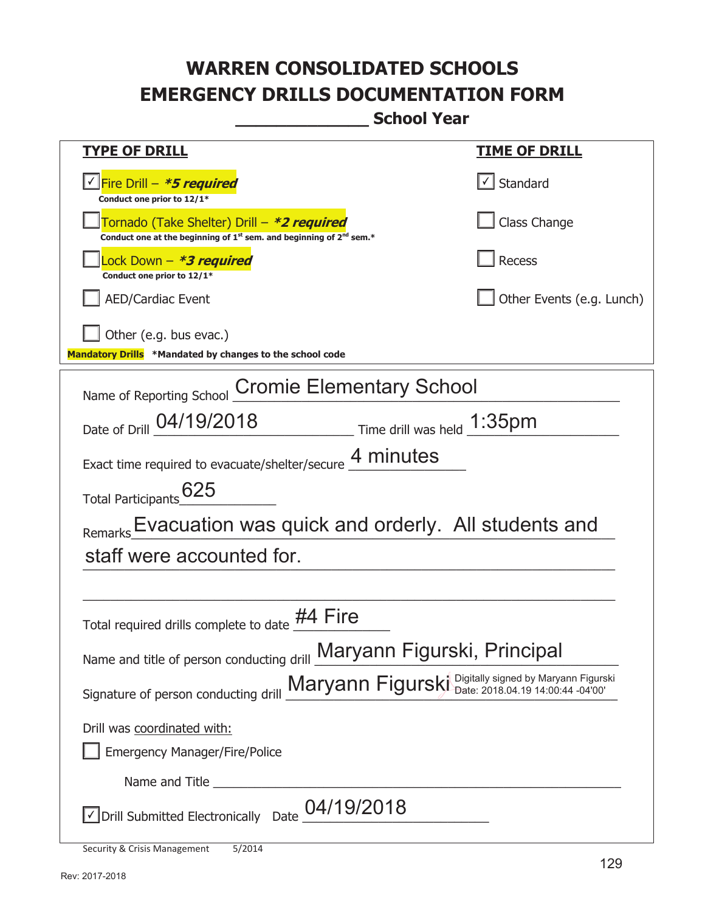# WARREN CONSOLIDATED SCHOOLS
# EMERGENCY DRILLS DOCUMENTATION FORM

**_____________ School Year**

| TYPE OF DRILL | TIME OF DRILL |
|---|---|
| ☑ Fire Drill – ***5 required** <br> **Conduct one prior to 12/1*** | ☑ Standard |
| ☐ Tornado (Take Shelter) Drill – ***2 required** <br> **Conduct one at the beginning of 1st sem. and beginning of 2nd sem.*** | ☐ Class Change |
| ☐ Lock Down – ***3 required** <br> **Conduct one prior to 12/1*** | ☐ Recess |
| ☐ AED/Cardiac Event | ☐ Other Events (e.g. Lunch) |
| ☐ Other (e.g. bus evac.) | |

**Mandatory Drills** **\*Mandated by changes to the school code**

Name of Reporting School: Cromie Elementary School

Date of Drill: 04/19/2018 Time drill was held: 1:35pm

Exact time required to evacuate/shelter/secure: 4 minutes

Total Participants: 625

Remarks: Evacuation was quick and orderly. All students and staff were accounted for.

Total required drills complete to date: #4 Fire

Name and title of person conducting drill: Maryann Figurski, Principal

Signature of person conducting drill: Maryann Figurski Digitally signed by Maryann Figurski Date: 2018.04.19 14:00:44 -04'00'

Drill was coordinated with:

☐ Emergency Manager/Fire/Police

Name and Title ______________________________

☑ Drill Submitted Electronically Date: 04/19/2018

Security & Crisis Management 5/2014

Rev: 2017-2018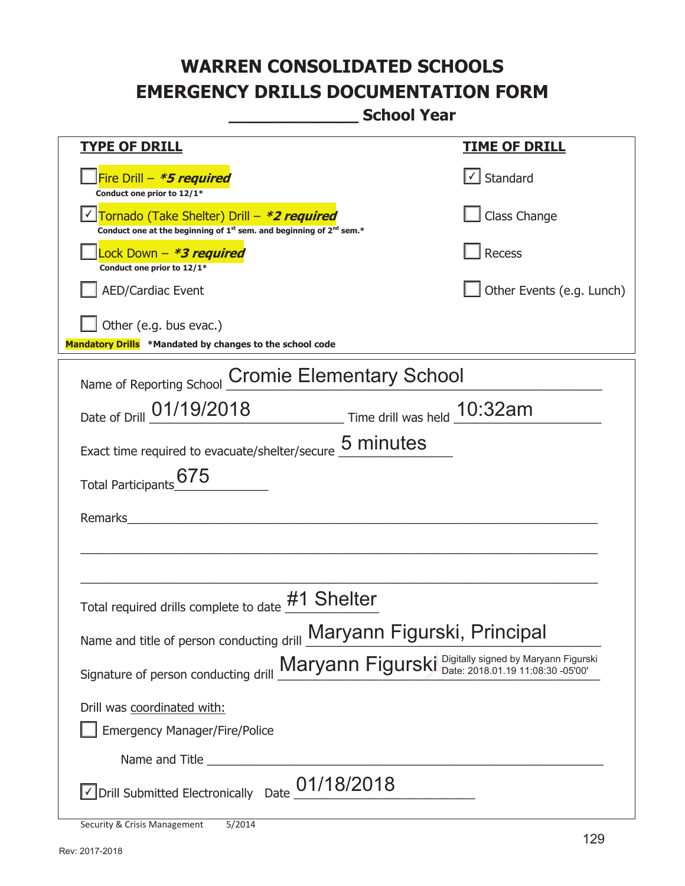# WARREN CONSOLIDATED SCHOOLS
# EMERGENCY DRILLS DOCUMENTATION FORM

## _____________ School Year

| TYPE OF DRILL | TIME OF DRILL |
|---|---|
| ☐ Fire Drill – ***5 required*** <br> **Conduct one prior to 12/1*** | ☑ Standard |
| ☑ Tornado (Take Shelter) Drill – ***2 required*** <br> **Conduct one at the beginning of 1st sem. and beginning of 2nd sem.*** | ☐ Class Change |
| ☐ Lock Down – ***3 required*** <br> **Conduct one prior to 12/1*** | ☐ Recess |
| ☐ AED/Cardiac Event | ☐ Other Events (e.g. Lunch) |
| ☐ Other (e.g. bus evac.) | |

**Mandatory Drills** ***Mandated by changes to the school code**

Name of Reporting School: Cromie Elementary School

Date of Drill: 01/19/2018 Time drill was held: 10:32am

Exact time required to evacuate/shelter/secure: 5 minutes

Total Participants: 675

Remarks: ____________________________________________

Total required drills complete to date: #1 Shelter

Name and title of person conducting drill: Maryann Figurski, Principal

Signature of person conducting drill: Maryann Figurski (Digitally signed by Maryann Figurski Date: 2018.01.19 11:08:30 -05'00')

Drill was coordinated with:

☐ Emergency Manager/Fire/Police

Name and Title ____________________________________________

☑ Drill Submitted Electronically Date: 01/18/2018

Security & Crisis Management 5/2014

Rev: 2017-2018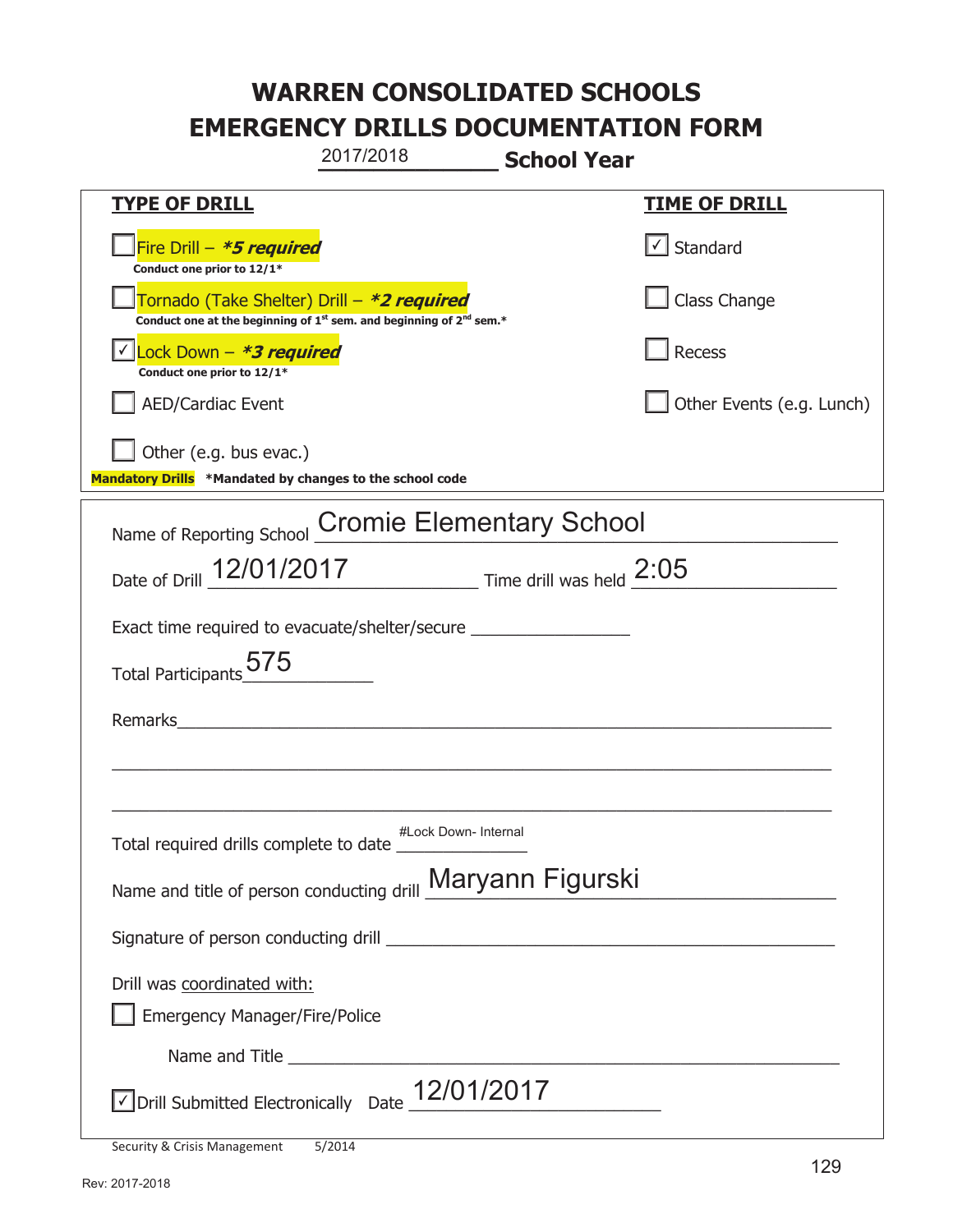# WARREN CONSOLIDATED SCHOOLS
# EMERGENCY DRILLS DOCUMENTATION FORM

2017/2018 **School Year**

| **TYPE OF DRILL** | **TIME OF DRILL** |
|---|---|
| ☐ Fire Drill – ***\*5 required*** <br> **Conduct one prior to 12/1\*** | ☑ Standard |
| ☐ Tornado (Take Shelter) Drill – ***\*2 required*** <br> **Conduct one at the beginning of 1st sem. and beginning of 2nd sem.\*** | ☐ Class Change |
| ☑ Lock Down – ***\*3 required*** <br> **Conduct one prior to 12/1\*** | ☐ Recess |
| ☐ AED/Cardiac Event | ☐ Other Events (e.g. Lunch) |
| ☐ Other (e.g. bus evac.) | |

**Mandatory Drills** **\*Mandated by changes to the school code**

Name of Reporting School: Cromie Elementary School

Date of Drill: 12/01/2017 Time drill was held: 2:05

Exact time required to evacuate/shelter/secure: ________________

Total Participants: 575

Remarks: ____________________________________________

Total required drills complete to date: #Lock Down- Internal

Name and title of person conducting drill: Maryann Figurski

Signature of person conducting drill: ____________________________________________

Drill was coordinated with:

☐ Emergency Manager/Fire/Police

Name and Title ____________________________________________

☑ Drill Submitted Electronically Date: 12/01/2017

Security & Crisis Management 5/2014

Rev: 2017-2018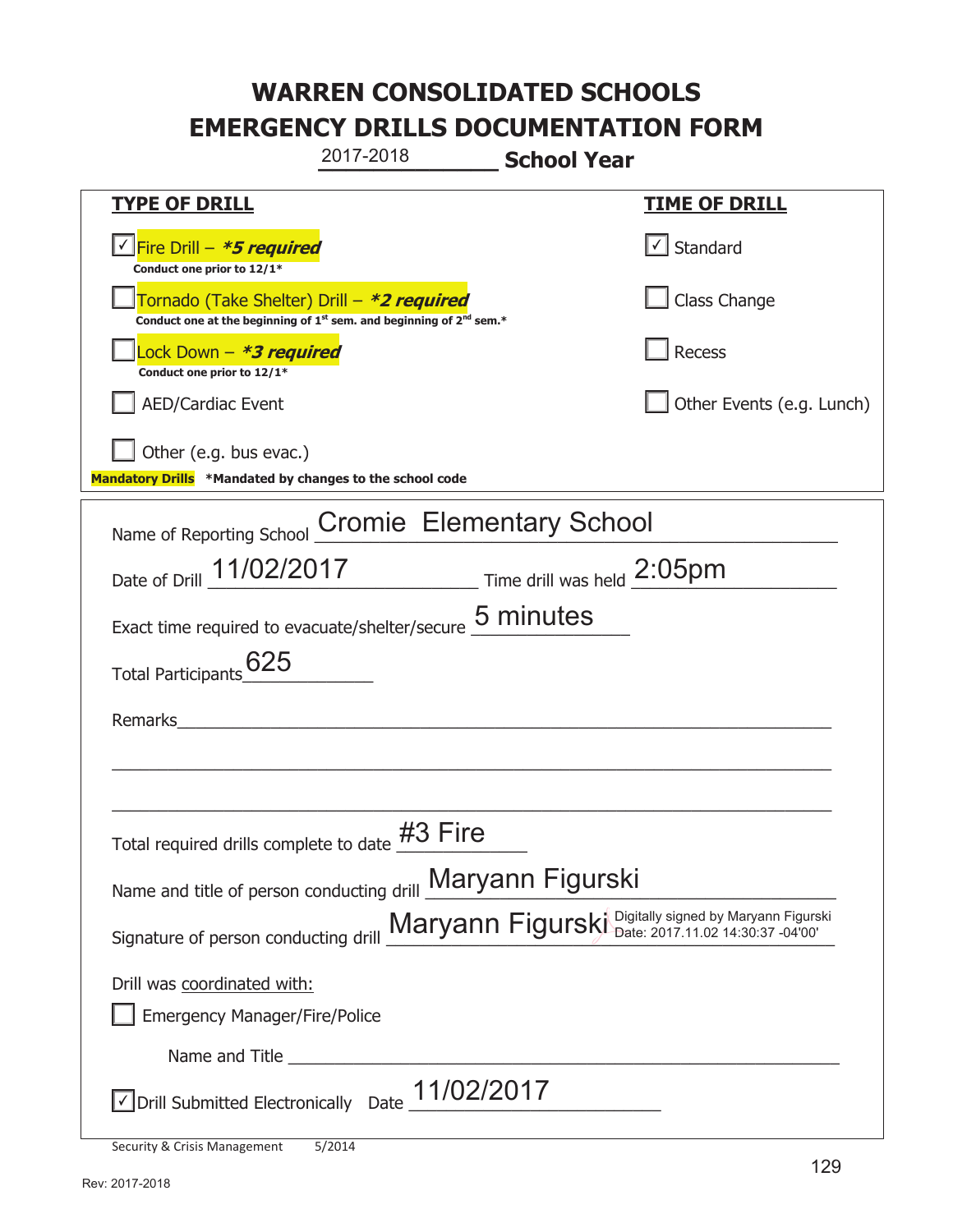# WARREN CONSOLIDATED SCHOOLS
# EMERGENCY DRILLS DOCUMENTATION FORM

2017-2018 **School Year**

| **TYPE OF DRILL** | **TIME OF DRILL** |
|---|---|
| ☑ Fire Drill – ***5 required*** Conduct one prior to 12/1* | ☑ Standard |
| ☐ Tornado (Take Shelter) Drill – ***2 required*** Conduct one at the beginning of 1st sem. and beginning of 2nd sem.* | ☐ Class Change |
| ☐ Lock Down – ***3 required*** Conduct one prior to 12/1* | ☐ Recess |
| ☐ AED/Cardiac Event | ☐ Other Events (e.g. Lunch) |
| ☐ Other (e.g. bus evac.) | |

**Mandatory Drills** ***Mandated by changes to the school code**

Name of Reporting School: Cromie Elementary School

Date of Drill: 11/02/2017 Time drill was held: 2:05pm

Exact time required to evacuate/shelter/secure: 5 minutes

Total Participants: 625

Remarks: ____________________

Total required drills complete to date: #3 Fire

Name and title of person conducting drill: Maryann Figurski

Signature of person conducting drill: Maryann Figurski Digitally signed by Maryann Figurski Date: 2017.11.02 14:30:37 -04'00'

Drill was coordinated with:

☐ Emergency Manager/Fire/Police

Name and Title ____________________

☑ Drill Submitted Electronically Date: 11/02/2017

Security & Crisis Management 5/2014

Rev: 2017-2018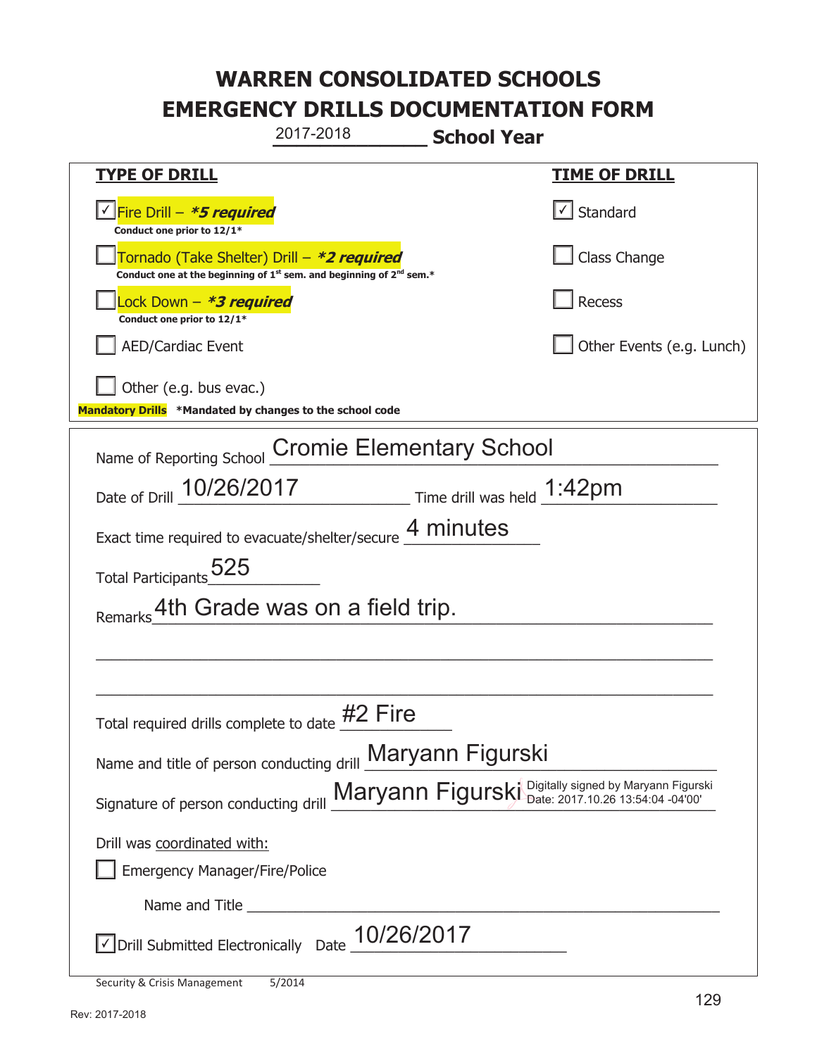# WARREN CONSOLIDATED SCHOOLS
# EMERGENCY DRILLS DOCUMENTATION FORM

2017-2018 **School Year**

| TYPE OF DRILL | TIME OF DRILL |
|---|---|
| ☑ Fire Drill – ***5 required*** <br> **Conduct one prior to 12/1*** | ☑ Standard |
| ☐ Tornado (Take Shelter) Drill – ***2 required*** <br> **Conduct one at the beginning of 1st sem. and beginning of 2nd sem.*** | ☐ Class Change |
| ☐ Lock Down – ***3 required*** <br> **Conduct one prior to 12/1*** | ☐ Recess |
| ☐ AED/Cardiac Event | ☐ Other Events (e.g. Lunch) |
| ☐ Other (e.g. bus evac.) | |

**Mandatory Drills** ***Mandated by changes to the school code**

Name of Reporting School: Cromie Elementary School

Date of Drill: 10/26/2017 Time drill was held: 1:42pm

Exact time required to evacuate/shelter/secure: 4 minutes

Total Participants: 525

Remarks: 4th Grade was on a field trip.

Total required drills complete to date: #2 Fire

Name and title of person conducting drill: Maryann Figurski

Signature of person conducting drill: Maryann Figurski (Digitally signed by Maryann Figurski Date: 2017.10.26 13:54:04 -04'00')

Drill was coordinated with:

☐ Emergency Manager/Fire/Police

Name and Title ____________________

☑ Drill Submitted Electronically Date: 10/26/2017

Security & Crisis Management 5/2014

Rev: 2017-2018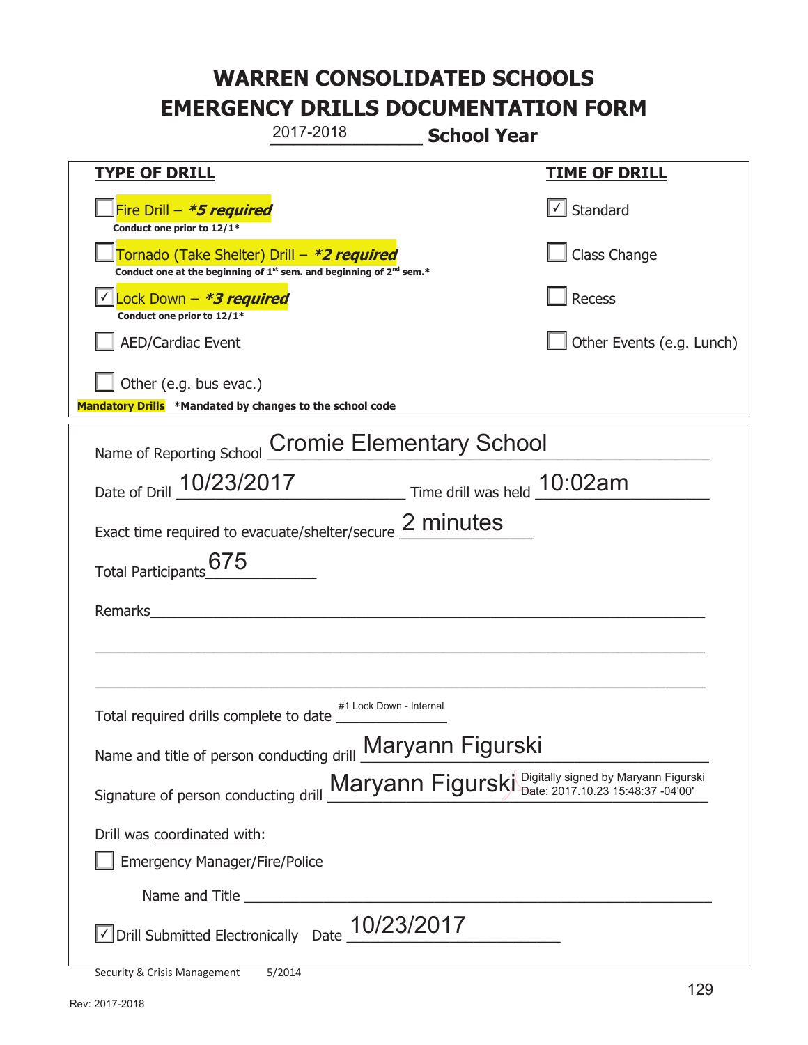# WARREN CONSOLIDATED SCHOOLS
# EMERGENCY DRILLS DOCUMENTATION FORM

2017-2018 **School Year**

| **TYPE OF DRILL** | **TIME OF DRILL** |
|---|---|
| ☐ Fire Drill – ***5 required*** <br> **Conduct one prior to 12/1*** | ☑ Standard |
| ☐ Tornado (Take Shelter) Drill – ***2 required*** <br> **Conduct one at the beginning of 1st sem. and beginning of 2nd sem.*** | ☐ Class Change |
| ☑ Lock Down – ***3 required*** <br> **Conduct one prior to 12/1*** | ☐ Recess |
| ☐ AED/Cardiac Event | ☐ Other Events (e.g. Lunch) |
| ☐ Other (e.g. bus evac.) | |

**Mandatory Drills** **\*Mandated by changes to the school code**

Name of Reporting School: Cromie Elementary School

Date of Drill: 10/23/2017 Time drill was held: 10:02am

Exact time required to evacuate/shelter/secure: 2 minutes

Total Participants: 675

Remarks: ______________________________

Total required drills complete to date: #1 Lock Down - Internal

Name and title of person conducting drill: Maryann Figurski

Signature of person conducting drill: Maryann Figurski Digitally signed by Maryann Figurski Date: 2017.10.23 15:48:37 -04'00'

Drill was coordinated with:

☐ Emergency Manager/Fire/Police

Name and Title ______________________________

☑ Drill Submitted Electronically Date: 10/23/2017

Security & Crisis Management 5/2014

Rev: 2017-2018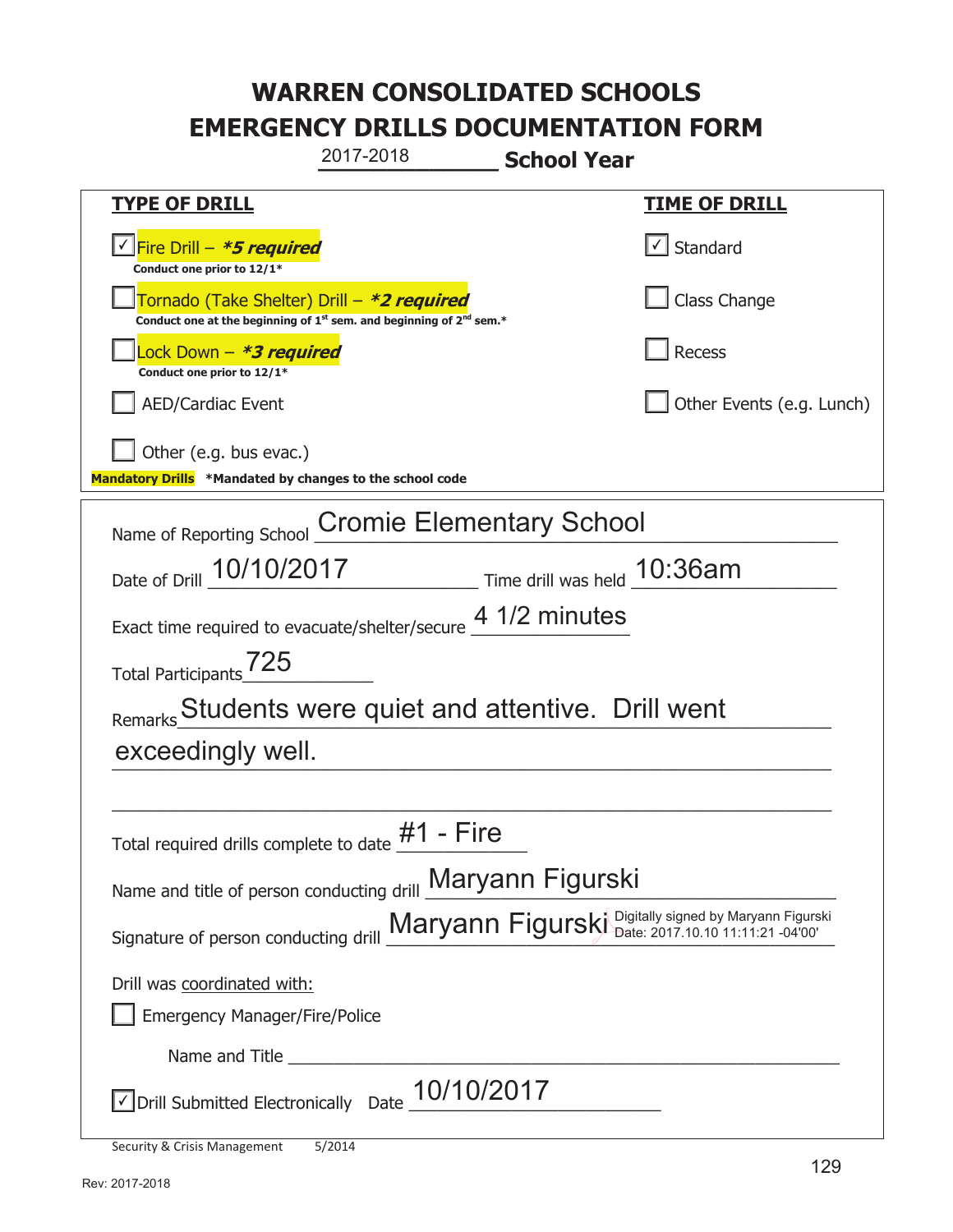# WARREN CONSOLIDATED SCHOOLS
# EMERGENCY DRILLS DOCUMENTATION FORM

2017-2018 **School Year**

| **TYPE OF DRILL** | **TIME OF DRILL** |
|---|---|
| ☑ Fire Drill – ***5 required*** <br> **Conduct one prior to 12/1*** | ☑ Standard |
| ☐ Tornado (Take Shelter) Drill – ***2 required*** <br> **Conduct one at the beginning of 1st sem. and beginning of 2nd sem.*** | ☐ Class Change |
| ☐ Lock Down – ***3 required*** <br> **Conduct one prior to 12/1*** | ☐ Recess |
| ☐ AED/Cardiac Event | ☐ Other Events (e.g. Lunch) |
| ☐ Other (e.g. bus evac.) | |

**Mandatory Drills** **\*Mandated by changes to the school code**

Name of Reporting School: Cromie Elementary School

Date of Drill: 10/10/2017 Time drill was held: 10:36am

Exact time required to evacuate/shelter/secure: 4 1/2 minutes

Total Participants: 725

Remarks: Students were quiet and attentive. Drill went exceedingly well.

Total required drills complete to date: #1 - Fire

Name and title of person conducting drill: Maryann Figurski

Signature of person conducting drill: Maryann Figurski Digitally signed by Maryann Figurski Date: 2017.10.10 11:11:21 -04'00'

Drill was coordinated with:

☐ Emergency Manager/Fire/Police

Name and Title ______________________

☑ Drill Submitted Electronically Date: 10/10/2017

Security & Crisis Management 5/2014

Rev: 2017-2018